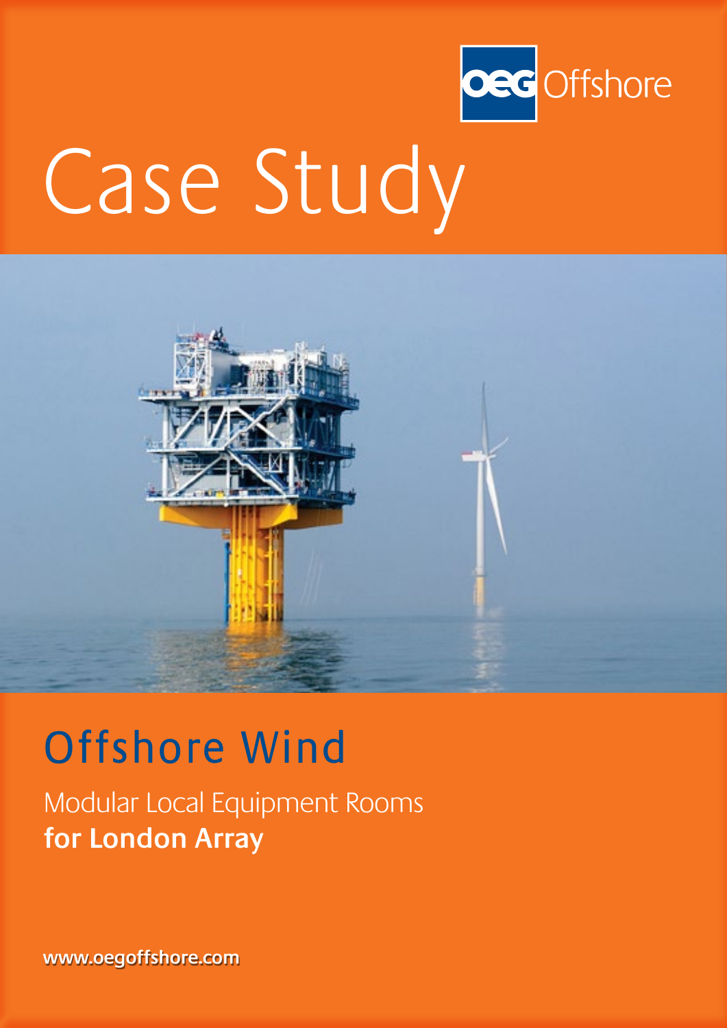OEG Offshore

# Case Study

## Offshore Wind

Modular Local Equipment Rooms
**for London Array**

www.oegoffshore.com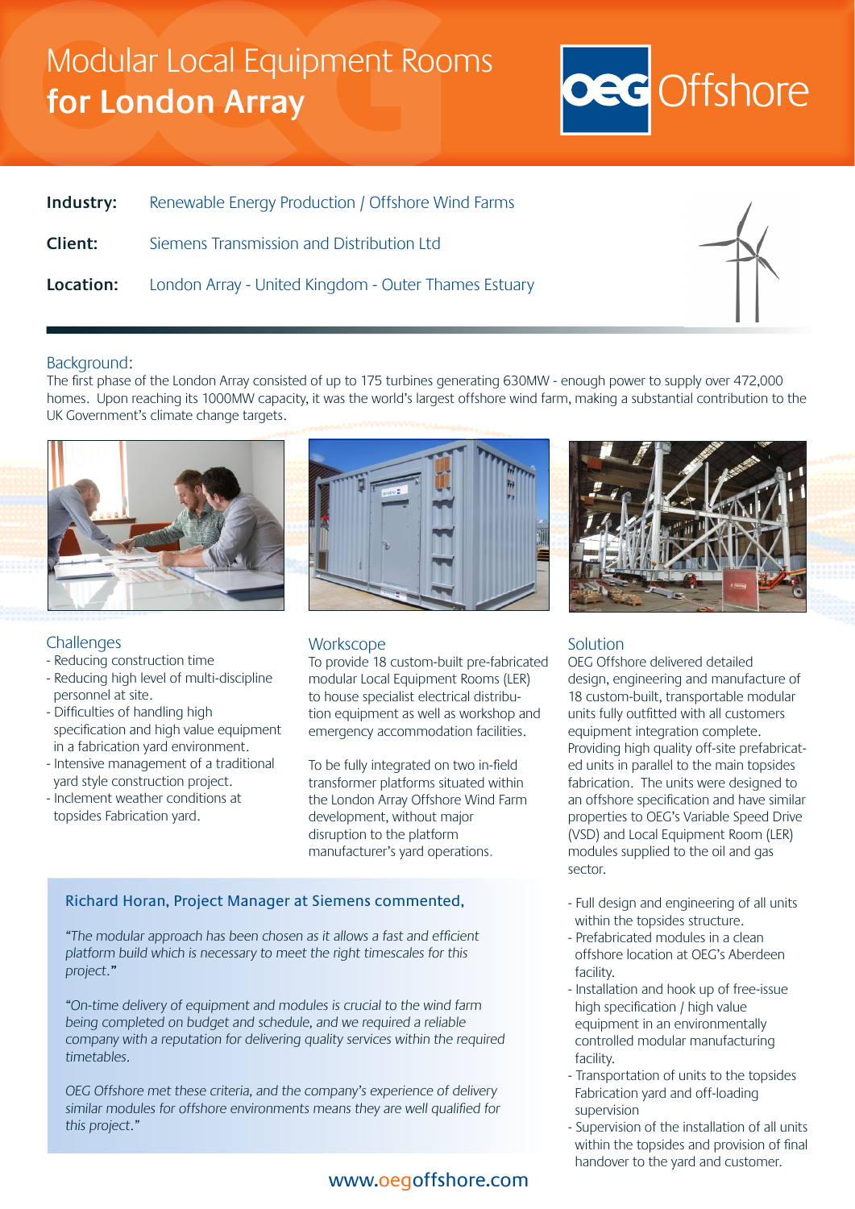# Modular Local Equipment Rooms **for London Array**

**Industry:** Renewable Energy Production / Offshore Wind Farms

**Client:** Siemens Transmission and Distribution Ltd

**Location:** London Array - United Kingdom - Outer Thames Estuary

## Background:

The first phase of the London Array consisted of up to 175 turbines generating 630MW - enough power to supply over 472,000 homes. Upon reaching its 1000MW capacity, it was the world's largest offshore wind farm, making a substantial contribution to the UK Government's climate change targets.

## Challenges

- Reducing construction time
- Reducing high level of multi-discipline personnel at site.
- Difficulties of handling high specification and high value equipment in a fabrication yard environment.
- Intensive management of a traditional yard style construction project.
- Inclement weather conditions at topsides Fabrication yard.

## Workscope

To provide 18 custom-built pre-fabricated modular Local Equipment Rooms (LER) to house specialist electrical distribution equipment as well as workshop and emergency accommodation facilities.

To be fully integrated on two in-field transformer platforms situated within the London Array Offshore Wind Farm development, without major disruption to the platform manufacturer's yard operations.

## Solution

OEG Offshore delivered detailed design, engineering and manufacture of 18 custom-built, transportable modular units fully outfitted with all customers equipment integration complete. Providing high quality off-site prefabricated units in parallel to the main topsides fabrication. The units were designed to an offshore specification and have similar properties to OEG's Variable Speed Drive (VSD) and Local Equipment Room (LER) modules supplied to the oil and gas sector.

- Full design and engineering of all units within the topsides structure.
- Prefabricated modules in a clean offshore location at OEG's Aberdeen facility.
- Installation and hook up of free-issue high specification / high value equipment in an environmentally controlled modular manufacturing facility.
- Transportation of units to the topsides Fabrication yard and off-loading supervision
- Supervision of the installation of all units within the topsides and provision of final handover to the yard and customer.

### Richard Horan, Project Manager at Siemens commented,

*"The modular approach has been chosen as it allows a fast and efficient platform build which is necessary to meet the right timescales for this project."*

*"On-time delivery of equipment and modules is crucial to the wind farm being completed on budget and schedule, and we required a reliable company with a reputation for delivering quality services within the required timetables.*

*OEG Offshore met these criteria, and the company's experience of delivery similar modules for offshore environments means they are well qualified for this project."*

www.oegoffshore.com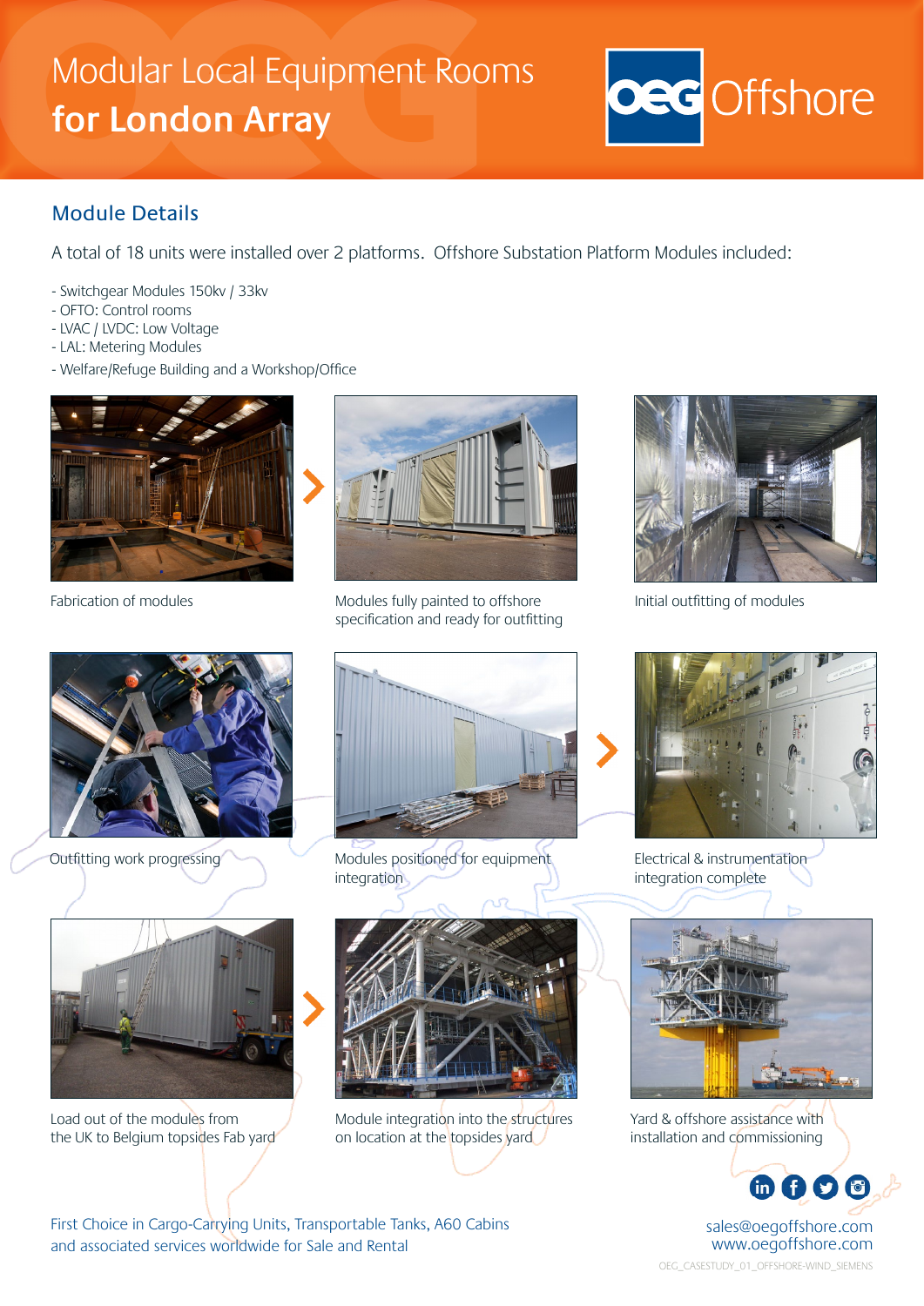# Modular Local Equipment Rooms **for London Array**

OEG Offshore

## Module Details

A total of 18 units were installed over 2 platforms. Offshore Substation Platform Modules included:

- Switchgear Modules 150kv / 33kv
- OFTO: Control rooms
- LVAC / LVDC: Low Voltage
- LAL: Metering Modules
- Welfare/Refuge Building and a Workshop/Office

Fabrication of modules

Modules fully painted to offshore specification and ready for outfitting

Initial outfitting of modules

Outfitting work progressing

Modules positioned for equipment integration

Electrical & instrumentation integration complete

Load out of the modules from the UK to Belgium topsides Fab yard

Module integration into the structures on location at the topsides yard

Yard & offshore assistance with installation and commissioning

First Choice in Cargo-Carrying Units, Transportable Tanks, A60 Cabins and associated services worldwide for Sale and Rental

sales@oegoffshore.com
www.oegoffshore.com

OEG_CASESTUDY_01_OFFSHORE-WIND_SIEMENS